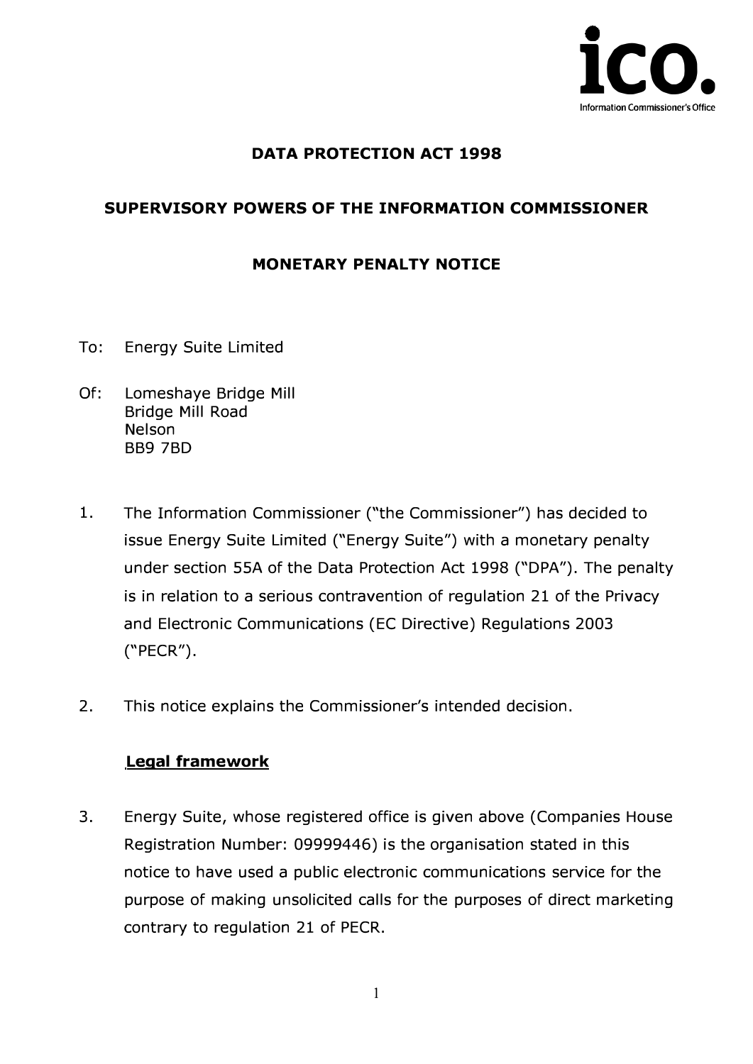ico.
Information Commissioner's Office

# DATA PROTECTION ACT 1998

## SUPERVISORY POWERS OF THE INFORMATION COMMISSIONER

## MONETARY PENALTY NOTICE

To: Energy Suite Limited

Of: Lomeshaye Bridge Mill
Bridge Mill Road
Nelson
BB9 7BD

1. The Information Commissioner ("the Commissioner") has decided to issue Energy Suite Limited ("Energy Suite") with a monetary penalty under section 55A of the Data Protection Act 1998 ("DPA"). The penalty is in relation to a serious contravention of regulation 21 of the Privacy and Electronic Communications (EC Directive) Regulations 2003 ("PECR").

2. This notice explains the Commissioner's intended decision.

### Legal framework

3. Energy Suite, whose registered office is given above (Companies House Registration Number: 09999446) is the organisation stated in this notice to have used a public electronic communications service for the purpose of making unsolicited calls for the purposes of direct marketing contrary to regulation 21 of PECR.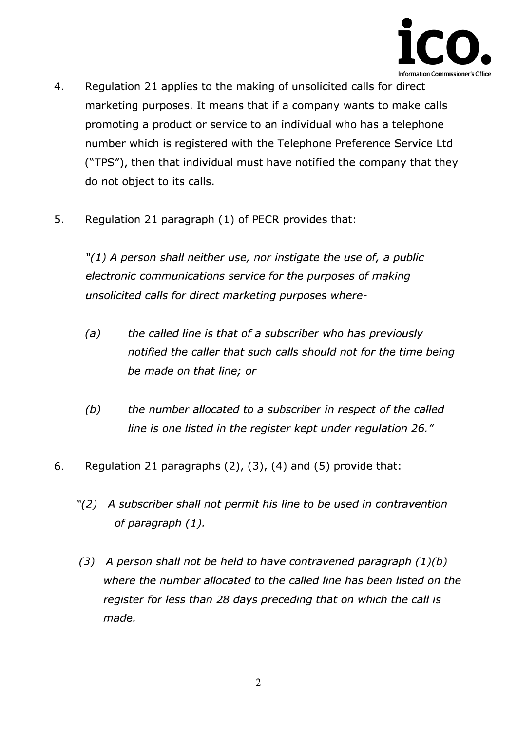4. Regulation 21 applies to the making of unsolicited calls for direct marketing purposes. It means that if a company wants to make calls promoting a product or service to an individual who has a telephone number which is registered with the Telephone Preference Service Ltd ("TPS"), then that individual must have notified the company that they do not object to its calls.

5. Regulation 21 paragraph (1) of PECR provides that:

   *"(1) A person shall neither use, nor instigate the use of, a public electronic communications service for the purposes of making unsolicited calls for direct marketing purposes where-*

   *(a) the called line is that of a subscriber who has previously notified the caller that such calls should not for the time being be made on that line; or*

   *(b) the number allocated to a subscriber in respect of the called line is one listed in the register kept under regulation 26."*

6. Regulation 21 paragraphs (2), (3), (4) and (5) provide that:

   *"(2) A subscriber shall not permit his line to be used in contravention of paragraph (1).*

   *(3) A person shall not be held to have contravened paragraph (1)(b) where the number allocated to the called line has been listed on the register for less than 28 days preceding that on which the call is made.*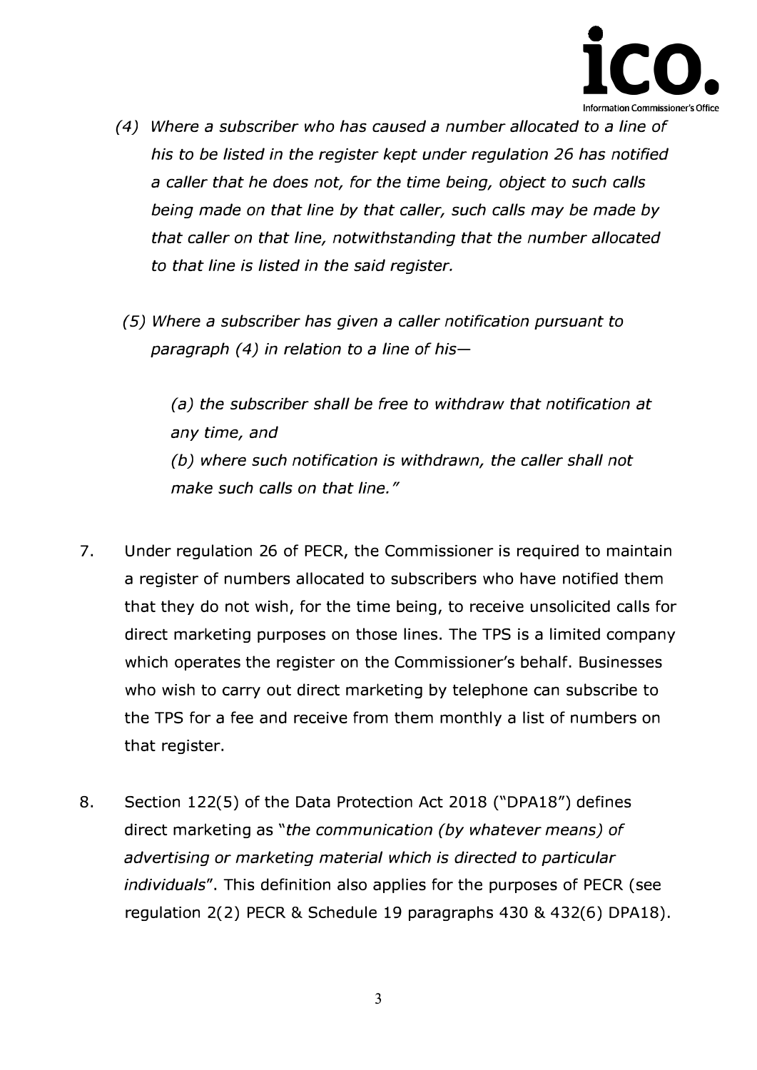*(4) Where a subscriber who has caused a number allocated to a line of his to be listed in the register kept under regulation 26 has notified a caller that he does not, for the time being, object to such calls being made on that line by that caller, such calls may be made by that caller on that line, notwithstanding that the number allocated to that line is listed in the said register.*

*(5) Where a subscriber has given a caller notification pursuant to paragraph (4) in relation to a line of his—*

*(a) the subscriber shall be free to withdraw that notification at any time, and*

*(b) where such notification is withdrawn, the caller shall not make such calls on that line."*

7. Under regulation 26 of PECR, the Commissioner is required to maintain a register of numbers allocated to subscribers who have notified them that they do not wish, for the time being, to receive unsolicited calls for direct marketing purposes on those lines. The TPS is a limited company which operates the register on the Commissioner's behalf. Businesses who wish to carry out direct marketing by telephone can subscribe to the TPS for a fee and receive from them monthly a list of numbers on that register.

8. Section 122(5) of the Data Protection Act 2018 ("DPA18") defines direct marketing as "*the communication (by whatever means) of advertising or marketing material which is directed to particular individuals*". This definition also applies for the purposes of PECR (see regulation 2(2) PECR & Schedule 19 paragraphs 430 & 432(6) DPA18).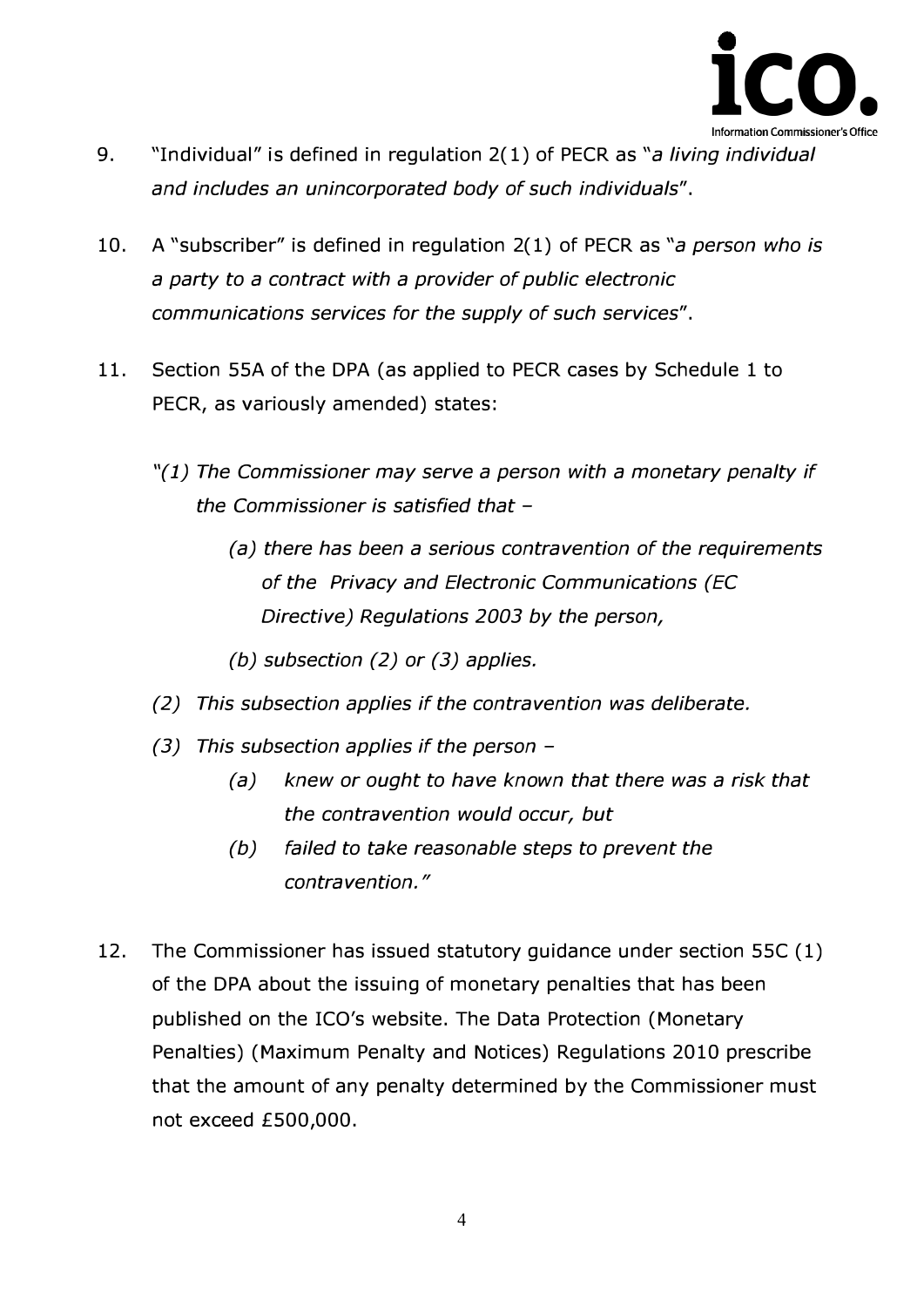9. "Individual" is defined in regulation 2(1) of PECR as "*a living individual and includes an unincorporated body of such individuals*".

10. A "subscriber" is defined in regulation 2(1) of PECR as "*a person who is a party to a contract with a provider of public electronic communications services for the supply of such services*".

11. Section 55A of the DPA (as applied to PECR cases by Schedule 1 to PECR, as variously amended) states:

    *"(1) The Commissioner may serve a person with a monetary penalty if the Commissioner is satisfied that –*

    *(a) there has been a serious contravention of the requirements of the Privacy and Electronic Communications (EC Directive) Regulations 2003 by the person,*

    *(b) subsection (2) or (3) applies.*

    *(2) This subsection applies if the contravention was deliberate.*

    *(3) This subsection applies if the person –*

    *(a) knew or ought to have known that there was a risk that the contravention would occur, but*

    *(b) failed to take reasonable steps to prevent the contravention."*

12. The Commissioner has issued statutory guidance under section 55C (1) of the DPA about the issuing of monetary penalties that has been published on the ICO's website. The Data Protection (Monetary Penalties) (Maximum Penalty and Notices) Regulations 2010 prescribe that the amount of any penalty determined by the Commissioner must not exceed £500,000.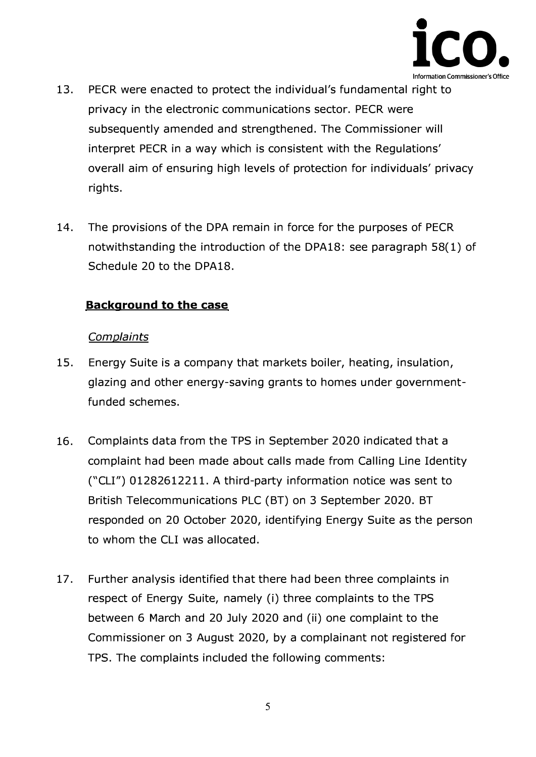13. PECR were enacted to protect the individual's fundamental right to privacy in the electronic communications sector. PECR were subsequently amended and strengthened. The Commissioner will interpret PECR in a way which is consistent with the Regulations' overall aim of ensuring high levels of protection for individuals' privacy rights.

14. The provisions of the DPA remain in force for the purposes of PECR notwithstanding the introduction of the DPA18: see paragraph 58(1) of Schedule 20 to the DPA18.

## Background to the case

### *Complaints*

15. Energy Suite is a company that markets boiler, heating, insulation, glazing and other energy-saving grants to homes under government-funded schemes.

16. Complaints data from the TPS in September 2020 indicated that a complaint had been made about calls made from Calling Line Identity ("CLI") 01282612211. A third-party information notice was sent to British Telecommunications PLC (BT) on 3 September 2020. BT responded on 20 October 2020, identifying Energy Suite as the person to whom the CLI was allocated.

17. Further analysis identified that there had been three complaints in respect of Energy Suite, namely (i) three complaints to the TPS between 6 March and 20 July 2020 and (ii) one complaint to the Commissioner on 3 August 2020, by a complainant not registered for TPS. The complaints included the following comments: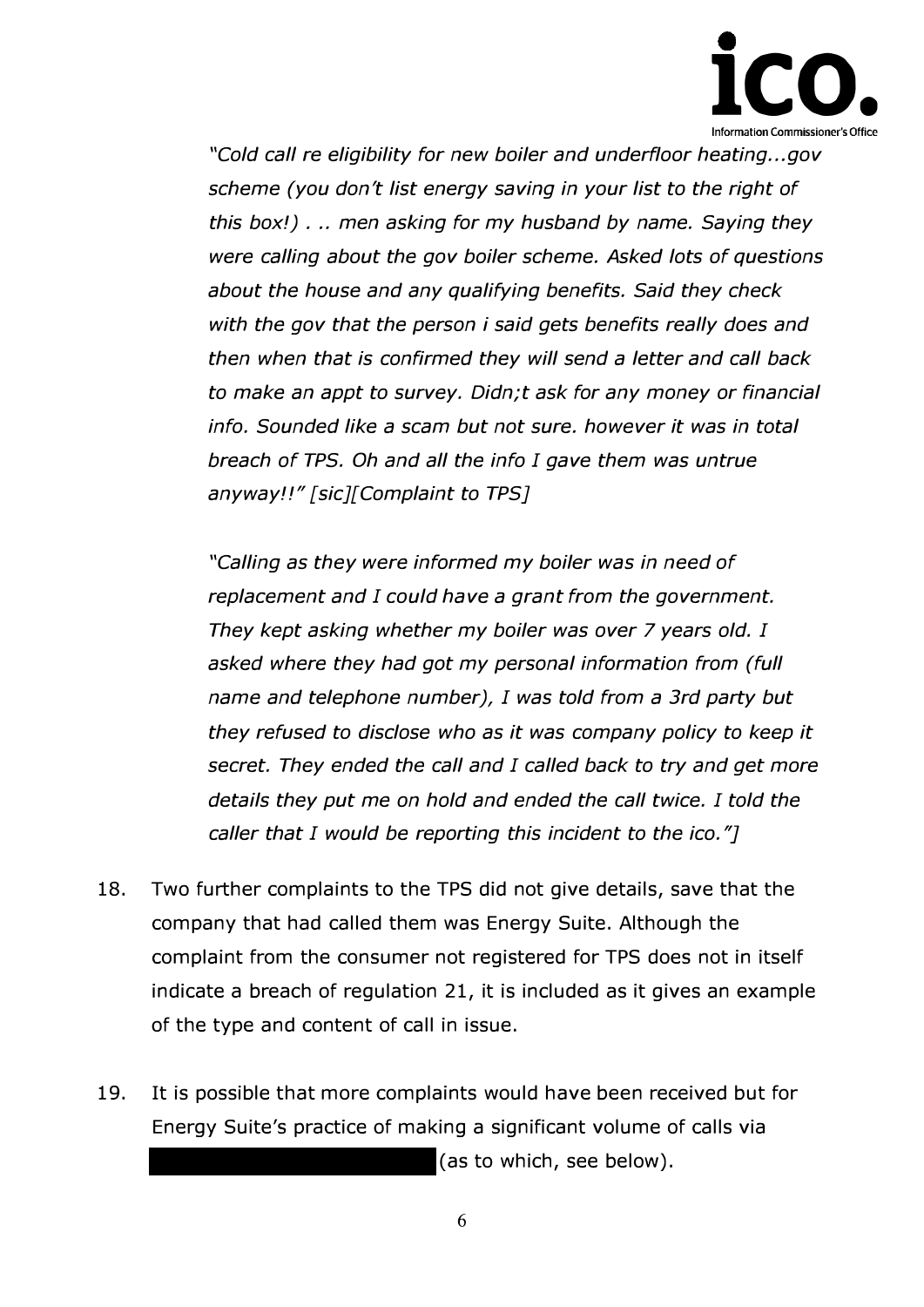*"Cold call re eligibility for new boiler and underfloor heating...gov scheme (you don't list energy saving in your list to the right of this box!) . .. men asking for my husband by name. Saying they were calling about the gov boiler scheme. Asked lots of questions about the house and any qualifying benefits. Said they check with the gov that the person i said gets benefits really does and then when that is confirmed they will send a letter and call back to make an appt to survey. Didn;t ask for any money or financial info. Sounded like a scam but not sure. however it was in total breach of TPS. Oh and all the info I gave them was untrue anyway!!" [sic][Complaint to TPS]*

*"Calling as they were informed my boiler was in need of replacement and I could have a grant from the government. They kept asking whether my boiler was over 7 years old. I asked where they had got my personal information from (full name and telephone number), I was told from a 3rd party but they refused to disclose who as it was company policy to keep it secret. They ended the call and I called back to try and get more details they put me on hold and ended the call twice. I told the caller that I would be reporting this incident to the ico."]*

18. Two further complaints to the TPS did not give details, save that the company that had called them was Energy Suite. Although the complaint from the consumer not registered for TPS does not in itself indicate a breach of regulation 21, it is included as it gives an example of the type and content of call in issue.

19. It is possible that more complaints would have been received but for Energy Suite's practice of making a significant volume of calls via [REDACTED] (as to which, see below).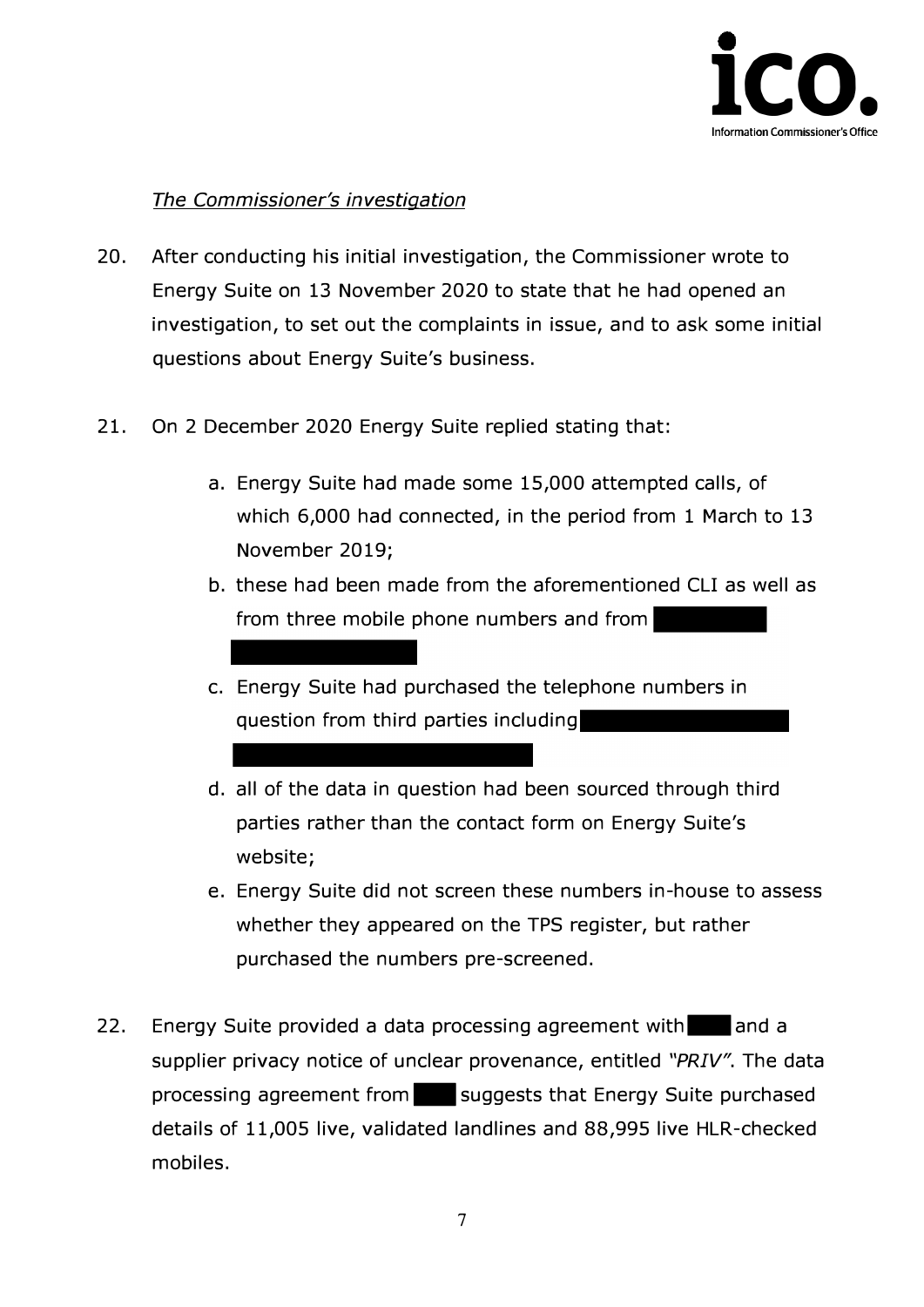*The Commissioner's investigation*

20. After conducting his initial investigation, the Commissioner wrote to Energy Suite on 13 November 2020 to state that he had opened an investigation, to set out the complaints in issue, and to ask some initial questions about Energy Suite's business.

21. On 2 December 2020 Energy Suite replied stating that:

    a. Energy Suite had made some 15,000 attempted calls, of which 6,000 had connected, in the period from 1 March to 13 November 2019;

    b. these had been made from the aforementioned CLI as well as from three mobile phone numbers and from

    c. Energy Suite had purchased the telephone numbers in question from third parties including

    d. all of the data in question had been sourced through third parties rather than the contact form on Energy Suite's website;

    e. Energy Suite did not screen these numbers in-house to assess whether they appeared on the TPS register, but rather purchased the numbers pre-screened.

22. Energy Suite provided a data processing agreement with and a supplier privacy notice of unclear provenance, entitled *"PRIV"*. The data processing agreement from suggests that Energy Suite purchased details of 11,005 live, validated landlines and 88,995 live HLR-checked mobiles.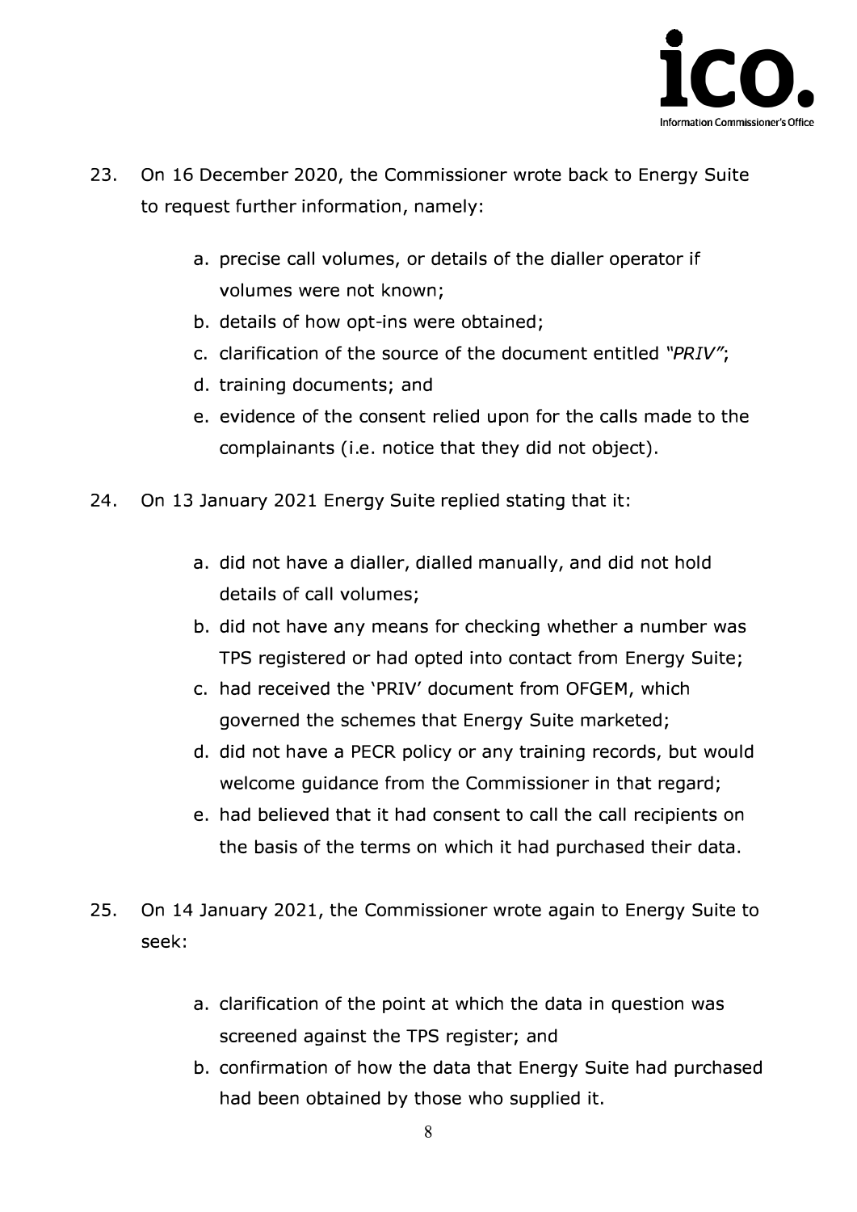23. On 16 December 2020, the Commissioner wrote back to Energy Suite to request further information, namely:

    a. precise call volumes, or details of the dialler operator if volumes were not known;
    b. details of how opt-ins were obtained;
    c. clarification of the source of the document entitled *"PRIV"*;
    d. training documents; and
    e. evidence of the consent relied upon for the calls made to the complainants (i.e. notice that they did not object).

24. On 13 January 2021 Energy Suite replied stating that it:

    a. did not have a dialler, dialled manually, and did not hold details of call volumes;
    b. did not have any means for checking whether a number was TPS registered or had opted into contact from Energy Suite;
    c. had received the 'PRIV' document from OFGEM, which governed the schemes that Energy Suite marketed;
    d. did not have a PECR policy or any training records, but would welcome guidance from the Commissioner in that regard;
    e. had believed that it had consent to call the call recipients on the basis of the terms on which it had purchased their data.

25. On 14 January 2021, the Commissioner wrote again to Energy Suite to seek:

    a. clarification of the point at which the data in question was screened against the TPS register; and
    b. confirmation of how the data that Energy Suite had purchased had been obtained by those who supplied it.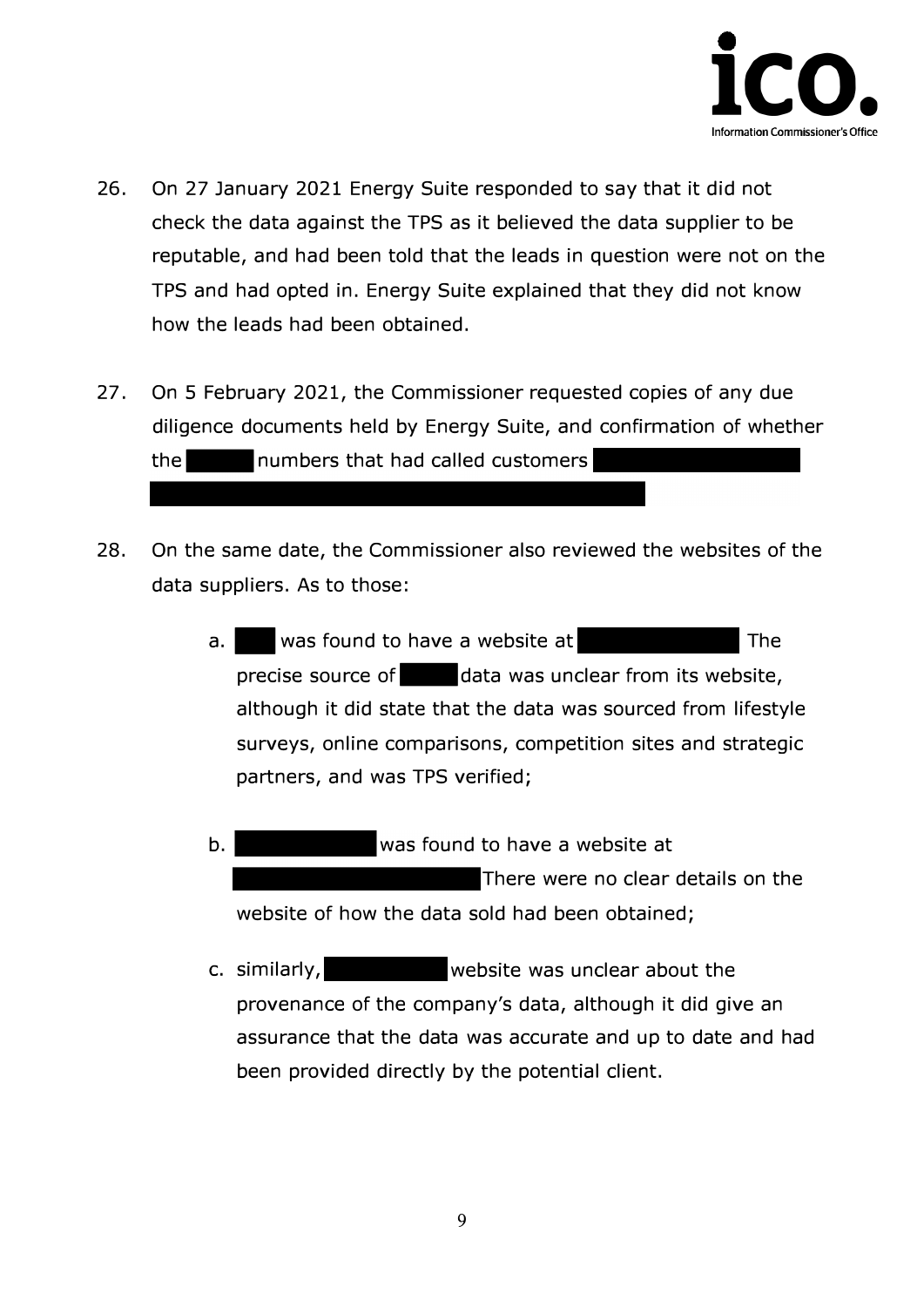26. On 27 January 2021 Energy Suite responded to say that it did not check the data against the TPS as it believed the data supplier to be reputable, and had been told that the leads in question were not on the TPS and had opted in. Energy Suite explained that they did not know how the leads had been obtained.

27. On 5 February 2021, the Commissioner requested copies of any due diligence documents held by Energy Suite, and confirmation of whether the numbers that had called customers

28. On the same date, the Commissioner also reviewed the websites of the data suppliers. As to those:

    a. was found to have a website at The precise source of data was unclear from its website, although it did state that the data was sourced from lifestyle surveys, online comparisons, competition sites and strategic partners, and was TPS verified;

    b. was found to have a website at There were no clear details on the website of how the data sold had been obtained;

    c. similarly, website was unclear about the provenance of the company's data, although it did give an assurance that the data was accurate and up to date and had been provided directly by the potential client.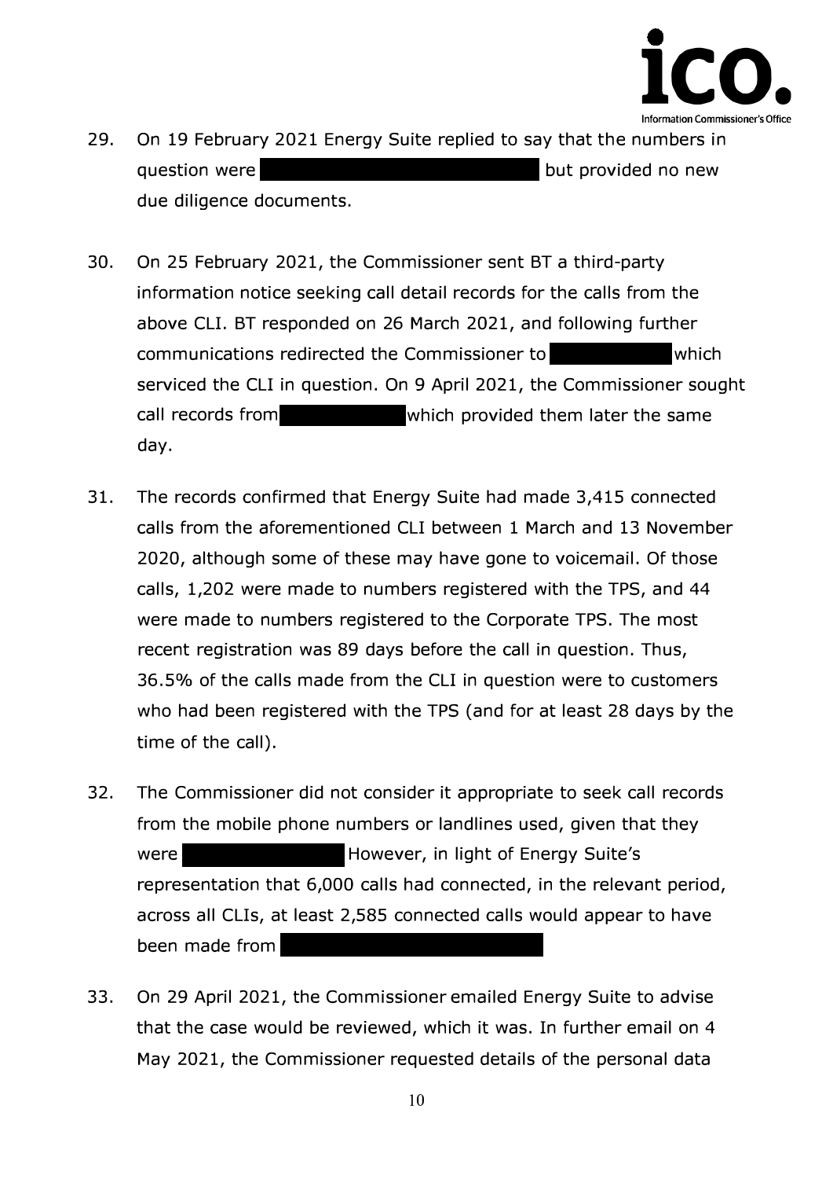29. On 19 February 2021 Energy Suite replied to say that the numbers in question were [redacted] but provided no new due diligence documents.

30. On 25 February 2021, the Commissioner sent BT a third-party information notice seeking call detail records for the calls from the above CLI. BT responded on 26 March 2021, and following further communications redirected the Commissioner to [redacted] which serviced the CLI in question. On 9 April 2021, the Commissioner sought call records from [redacted] which provided them later the same day.

31. The records confirmed that Energy Suite had made 3,415 connected calls from the aforementioned CLI between 1 March and 13 November 2020, although some of these may have gone to voicemail. Of those calls, 1,202 were made to numbers registered with the TPS, and 44 were made to numbers registered to the Corporate TPS. The most recent registration was 89 days before the call in question. Thus, 36.5% of the calls made from the CLI in question were to customers who had been registered with the TPS (and for at least 28 days by the time of the call).

32. The Commissioner did not consider it appropriate to seek call records from the mobile phone numbers or landlines used, given that they were [redacted] However, in light of Energy Suite's representation that 6,000 calls had connected, in the relevant period, across all CLIs, at least 2,585 connected calls would appear to have been made from [redacted]

33. On 29 April 2021, the Commissioner emailed Energy Suite to advise that the case would be reviewed, which it was. In further email on 4 May 2021, the Commissioner requested details of the personal data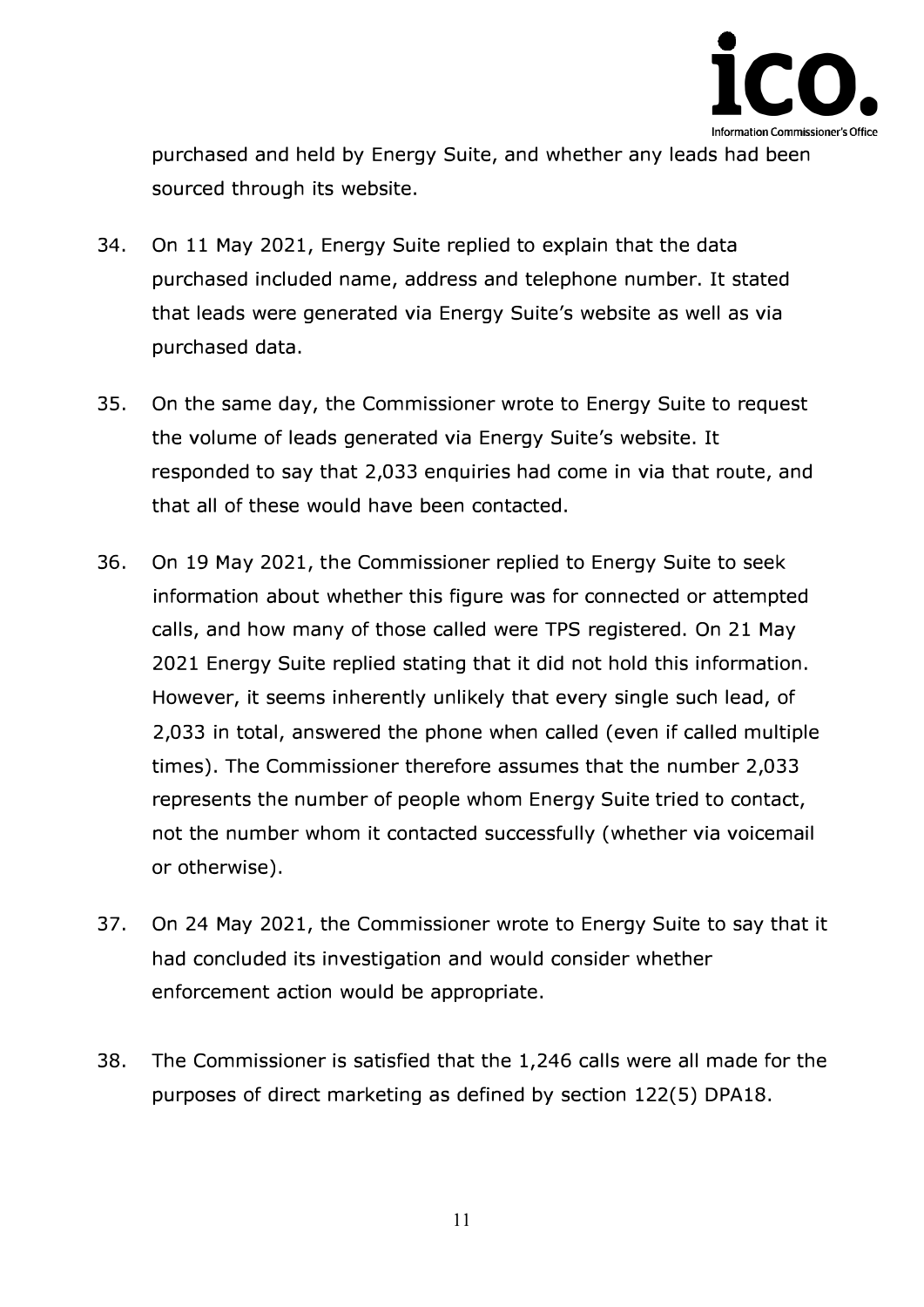purchased and held by Energy Suite, and whether any leads had been sourced through its website.

34. On 11 May 2021, Energy Suite replied to explain that the data purchased included name, address and telephone number. It stated that leads were generated via Energy Suite's website as well as via purchased data.

35. On the same day, the Commissioner wrote to Energy Suite to request the volume of leads generated via Energy Suite's website. It responded to say that 2,033 enquiries had come in via that route, and that all of these would have been contacted.

36. On 19 May 2021, the Commissioner replied to Energy Suite to seek information about whether this figure was for connected or attempted calls, and how many of those called were TPS registered. On 21 May 2021 Energy Suite replied stating that it did not hold this information. However, it seems inherently unlikely that every single such lead, of 2,033 in total, answered the phone when called (even if called multiple times). The Commissioner therefore assumes that the number 2,033 represents the number of people whom Energy Suite tried to contact, not the number whom it contacted successfully (whether via voicemail or otherwise).

37. On 24 May 2021, the Commissioner wrote to Energy Suite to say that it had concluded its investigation and would consider whether enforcement action would be appropriate.

38. The Commissioner is satisfied that the 1,246 calls were all made for the purposes of direct marketing as defined by section 122(5) DPA18.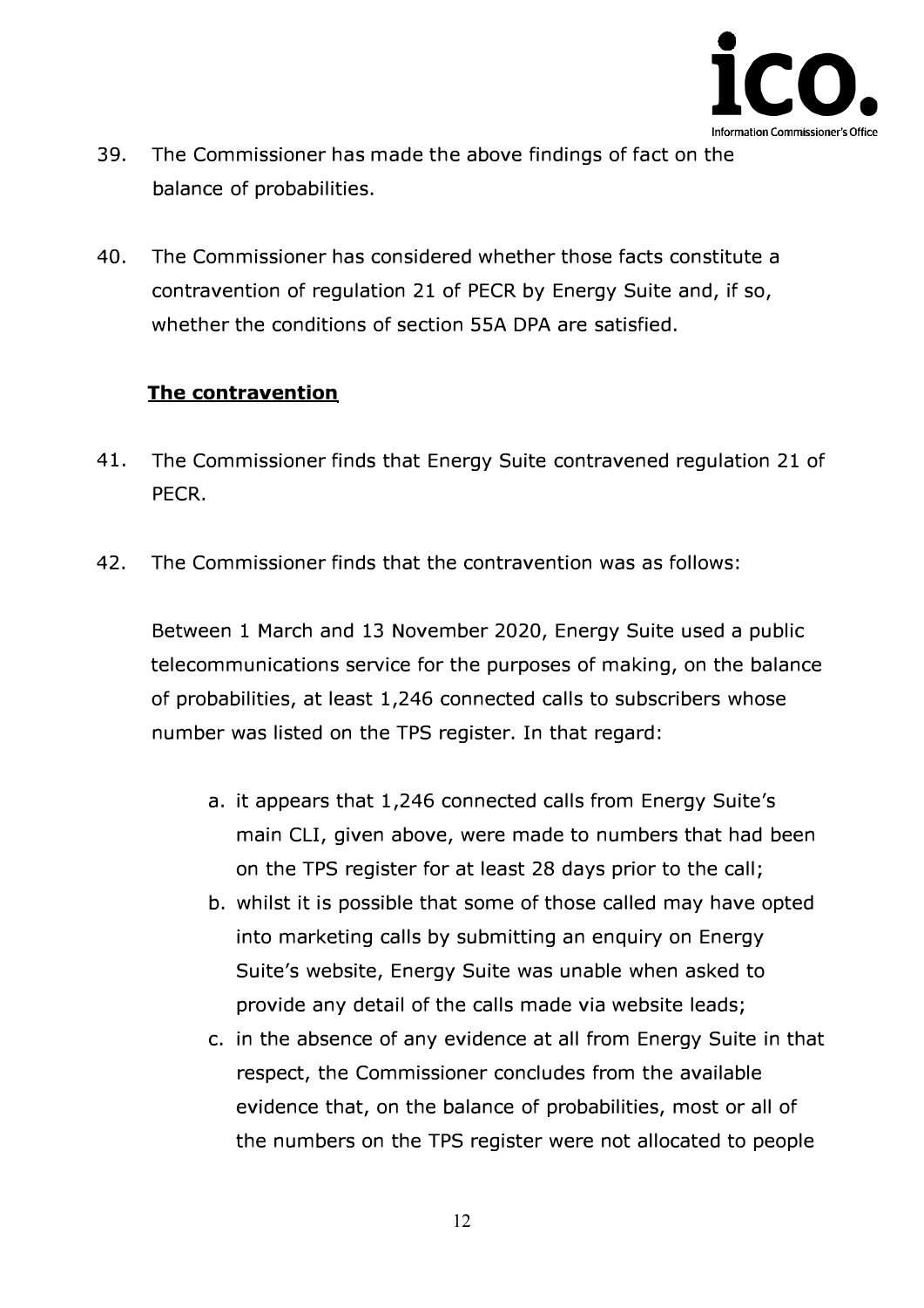39. The Commissioner has made the above findings of fact on the balance of probabilities.

40. The Commissioner has considered whether those facts constitute a contravention of regulation 21 of PECR by Energy Suite and, if so, whether the conditions of section 55A DPA are satisfied.

## **The contravention**

41. The Commissioner finds that Energy Suite contravened regulation 21 of PECR.

42. The Commissioner finds that the contravention was as follows:

    Between 1 March and 13 November 2020, Energy Suite used a public telecommunications service for the purposes of making, on the balance of probabilities, at least 1,246 connected calls to subscribers whose number was listed on the TPS register. In that regard:

    a. it appears that 1,246 connected calls from Energy Suite's main CLI, given above, were made to numbers that had been on the TPS register for at least 28 days prior to the call;
    b. whilst it is possible that some of those called may have opted into marketing calls by submitting an enquiry on Energy Suite's website, Energy Suite was unable when asked to provide any detail of the calls made via website leads;
    c. in the absence of any evidence at all from Energy Suite in that respect, the Commissioner concludes from the available evidence that, on the balance of probabilities, most or all of the numbers on the TPS register were not allocated to people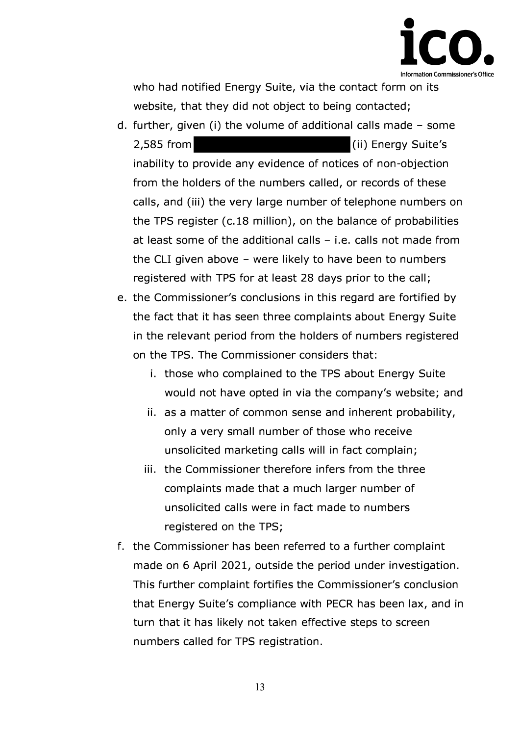who had notified Energy Suite, via the contact form on its website, that they did not object to being contacted;

d. further, given (i) the volume of additional calls made – some 2,585 from (ii) Energy Suite's inability to provide any evidence of notices of non-objection from the holders of the numbers called, or records of these calls, and (iii) the very large number of telephone numbers on the TPS register (c.18 million), on the balance of probabilities at least some of the additional calls – i.e. calls not made from the CLI given above – were likely to have been to numbers registered with TPS for at least 28 days prior to the call;

e. the Commissioner's conclusions in this regard are fortified by the fact that it has seen three complaints about Energy Suite in the relevant period from the holders of numbers registered on the TPS. The Commissioner considers that:

    i. those who complained to the TPS about Energy Suite would not have opted in via the company's website; and

    ii. as a matter of common sense and inherent probability, only a very small number of those who receive unsolicited marketing calls will in fact complain;

    iii. the Commissioner therefore infers from the three complaints made that a much larger number of unsolicited calls were in fact made to numbers registered on the TPS;

f. the Commissioner has been referred to a further complaint made on 6 April 2021, outside the period under investigation. This further complaint fortifies the Commissioner's conclusion that Energy Suite's compliance with PECR has been lax, and in turn that it has likely not taken effective steps to screen numbers called for TPS registration.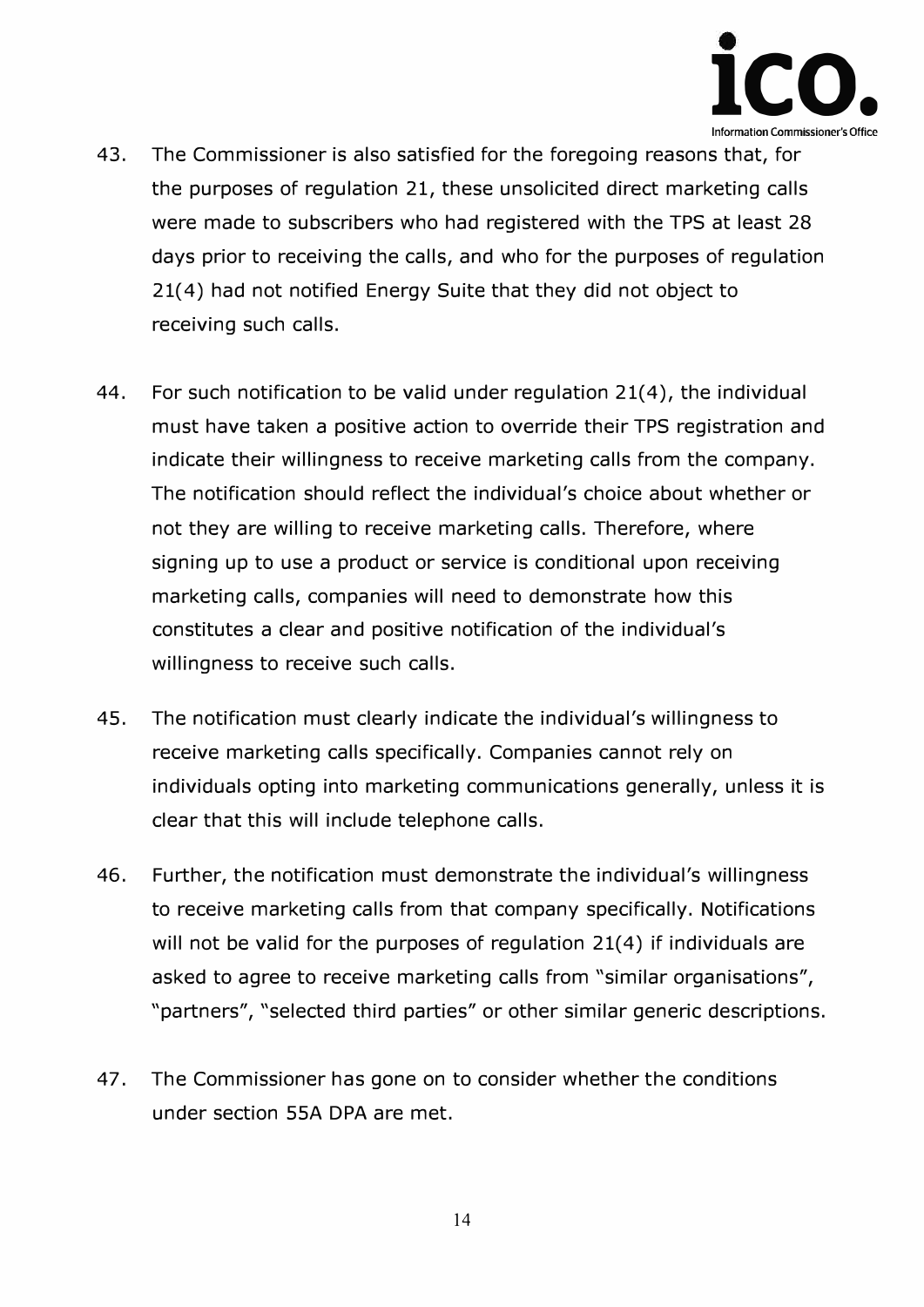43. The Commissioner is also satisfied for the foregoing reasons that, for the purposes of regulation 21, these unsolicited direct marketing calls were made to subscribers who had registered with the TPS at least 28 days prior to receiving the calls, and who for the purposes of regulation 21(4) had not notified Energy Suite that they did not object to receiving such calls.

44. For such notification to be valid under regulation 21(4), the individual must have taken a positive action to override their TPS registration and indicate their willingness to receive marketing calls from the company. The notification should reflect the individual's choice about whether or not they are willing to receive marketing calls. Therefore, where signing up to use a product or service is conditional upon receiving marketing calls, companies will need to demonstrate how this constitutes a clear and positive notification of the individual's willingness to receive such calls.

45. The notification must clearly indicate the individual's willingness to receive marketing calls specifically. Companies cannot rely on individuals opting into marketing communications generally, unless it is clear that this will include telephone calls.

46. Further, the notification must demonstrate the individual's willingness to receive marketing calls from that company specifically. Notifications will not be valid for the purposes of regulation 21(4) if individuals are asked to agree to receive marketing calls from "similar organisations", "partners", "selected third parties" or other similar generic descriptions.

47. The Commissioner has gone on to consider whether the conditions under section 55A DPA are met.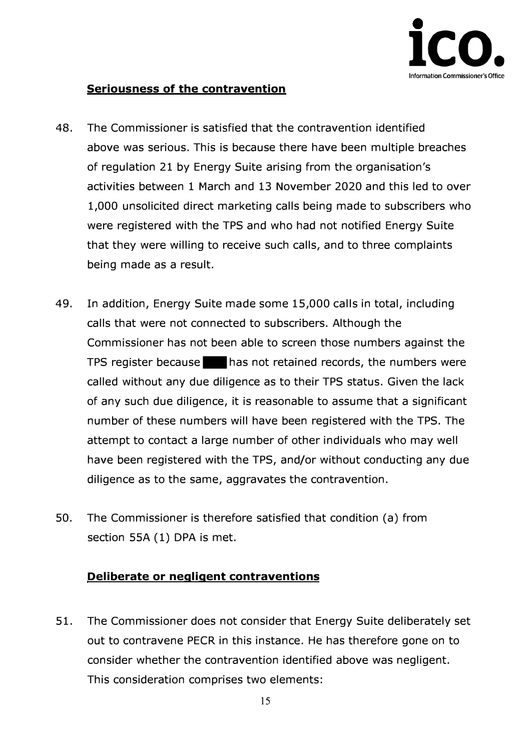**Seriousness of the contravention**

48. The Commissioner is satisfied that the contravention identified above was serious. This is because there have been multiple breaches of regulation 21 by Energy Suite arising from the organisation's activities between 1 March and 13 November 2020 and this led to over 1,000 unsolicited direct marketing calls being made to subscribers who were registered with the TPS and who had not notified Energy Suite that they were willing to receive such calls, and to three complaints being made as a result.

49. In addition, Energy Suite made some 15,000 calls in total, including calls that were not connected to subscribers. Although the Commissioner has not been able to screen those numbers against the TPS register because ████ has not retained records, the numbers were called without any due diligence as to their TPS status. Given the lack of any such due diligence, it is reasonable to assume that a significant number of these numbers will have been registered with the TPS. The attempt to contact a large number of other individuals who may well have been registered with the TPS, and/or without conducting any due diligence as to the same, aggravates the contravention.

50. The Commissioner is therefore satisfied that condition (a) from section 55A (1) DPA is met.

**Deliberate or negligent contraventions**

51. The Commissioner does not consider that Energy Suite deliberately set out to contravene PECR in this instance. He has therefore gone on to consider whether the contravention identified above was negligent. This consideration comprises two elements: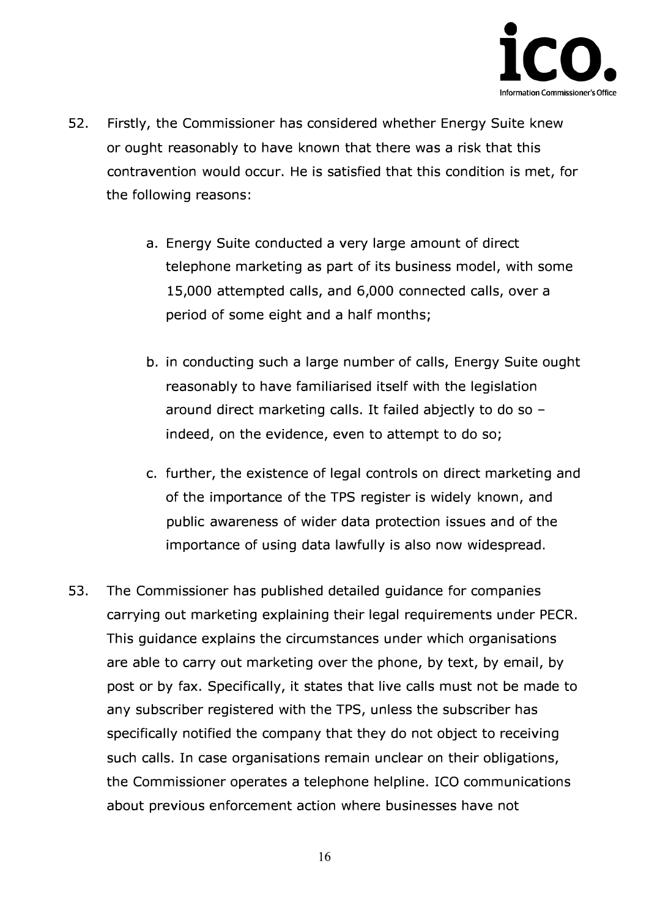52. Firstly, the Commissioner has considered whether Energy Suite knew or ought reasonably to have known that there was a risk that this contravention would occur. He is satisfied that this condition is met, for the following reasons:

    a. Energy Suite conducted a very large amount of direct telephone marketing as part of its business model, with some 15,000 attempted calls, and 6,000 connected calls, over a period of some eight and a half months;

    b. in conducting such a large number of calls, Energy Suite ought reasonably to have familiarised itself with the legislation around direct marketing calls. It failed abjectly to do so – indeed, on the evidence, even to attempt to do so;

    c. further, the existence of legal controls on direct marketing and of the importance of the TPS register is widely known, and public awareness of wider data protection issues and of the importance of using data lawfully is also now widespread.

53. The Commissioner has published detailed guidance for companies carrying out marketing explaining their legal requirements under PECR. This guidance explains the circumstances under which organisations are able to carry out marketing over the phone, by text, by email, by post or by fax. Specifically, it states that live calls must not be made to any subscriber registered with the TPS, unless the subscriber has specifically notified the company that they do not object to receiving such calls. In case organisations remain unclear on their obligations, the Commissioner operates a telephone helpline. ICO communications about previous enforcement action where businesses have not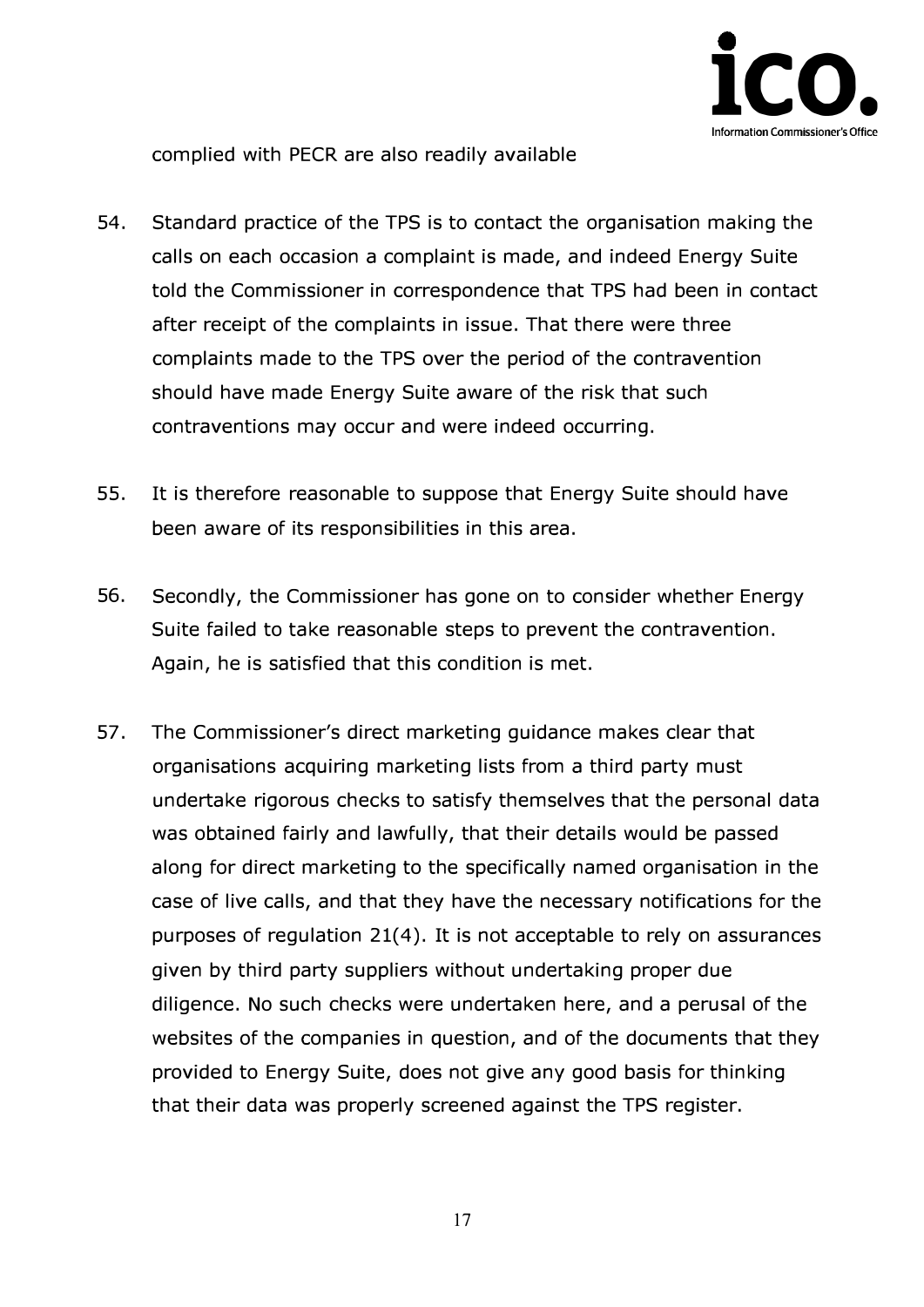complied with PECR are also readily available

54. Standard practice of the TPS is to contact the organisation making the calls on each occasion a complaint is made, and indeed Energy Suite told the Commissioner in correspondence that TPS had been in contact after receipt of the complaints in issue. That there were three complaints made to the TPS over the period of the contravention should have made Energy Suite aware of the risk that such contraventions may occur and were indeed occurring.

55. It is therefore reasonable to suppose that Energy Suite should have been aware of its responsibilities in this area.

56. Secondly, the Commissioner has gone on to consider whether Energy Suite failed to take reasonable steps to prevent the contravention. Again, he is satisfied that this condition is met.

57. The Commissioner's direct marketing guidance makes clear that organisations acquiring marketing lists from a third party must undertake rigorous checks to satisfy themselves that the personal data was obtained fairly and lawfully, that their details would be passed along for direct marketing to the specifically named organisation in the case of live calls, and that they have the necessary notifications for the purposes of regulation 21(4). It is not acceptable to rely on assurances given by third party suppliers without undertaking proper due diligence. No such checks were undertaken here, and a perusal of the websites of the companies in question, and of the documents that they provided to Energy Suite, does not give any good basis for thinking that their data was properly screened against the TPS register.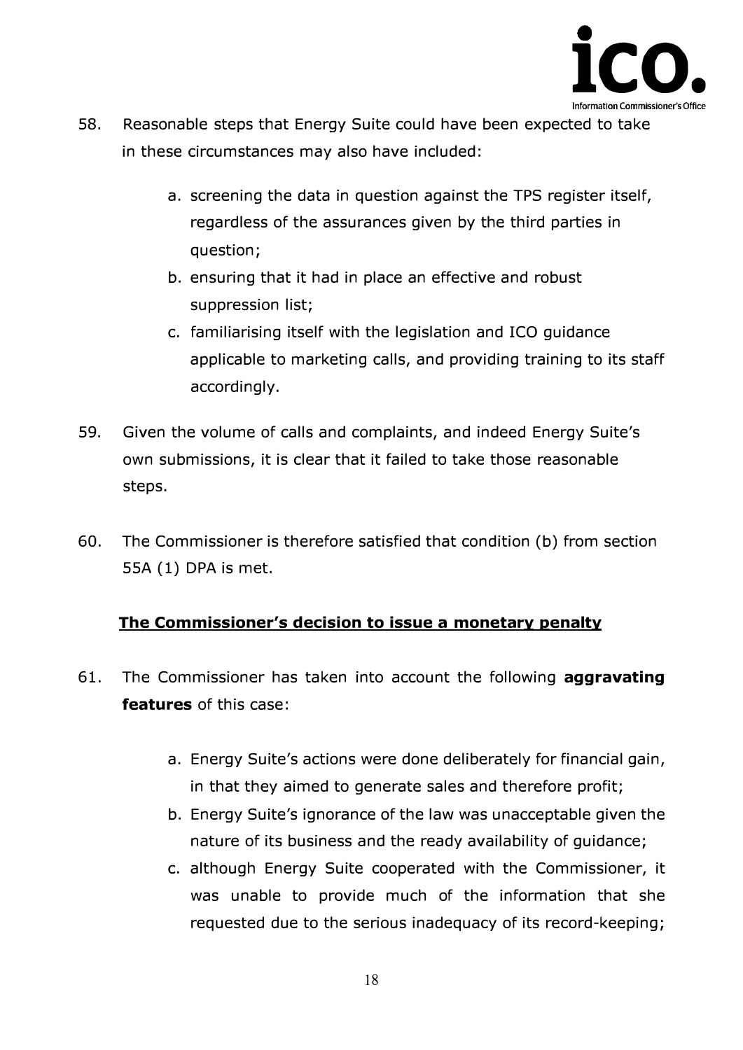58. Reasonable steps that Energy Suite could have been expected to take in these circumstances may also have included:

    a. screening the data in question against the TPS register itself, regardless of the assurances given by the third parties in question;
    b. ensuring that it had in place an effective and robust suppression list;
    c. familiarising itself with the legislation and ICO guidance applicable to marketing calls, and providing training to its staff accordingly.

59. Given the volume of calls and complaints, and indeed Energy Suite's own submissions, it is clear that it failed to take those reasonable steps.

60. The Commissioner is therefore satisfied that condition (b) from section 55A (1) DPA is met.

## The Commissioner's decision to issue a monetary penalty

61. The Commissioner has taken into account the following **aggravating features** of this case:

    a. Energy Suite's actions were done deliberately for financial gain, in that they aimed to generate sales and therefore profit;
    b. Energy Suite's ignorance of the law was unacceptable given the nature of its business and the ready availability of guidance;
    c. although Energy Suite cooperated with the Commissioner, it was unable to provide much of the information that she requested due to the serious inadequacy of its record-keeping;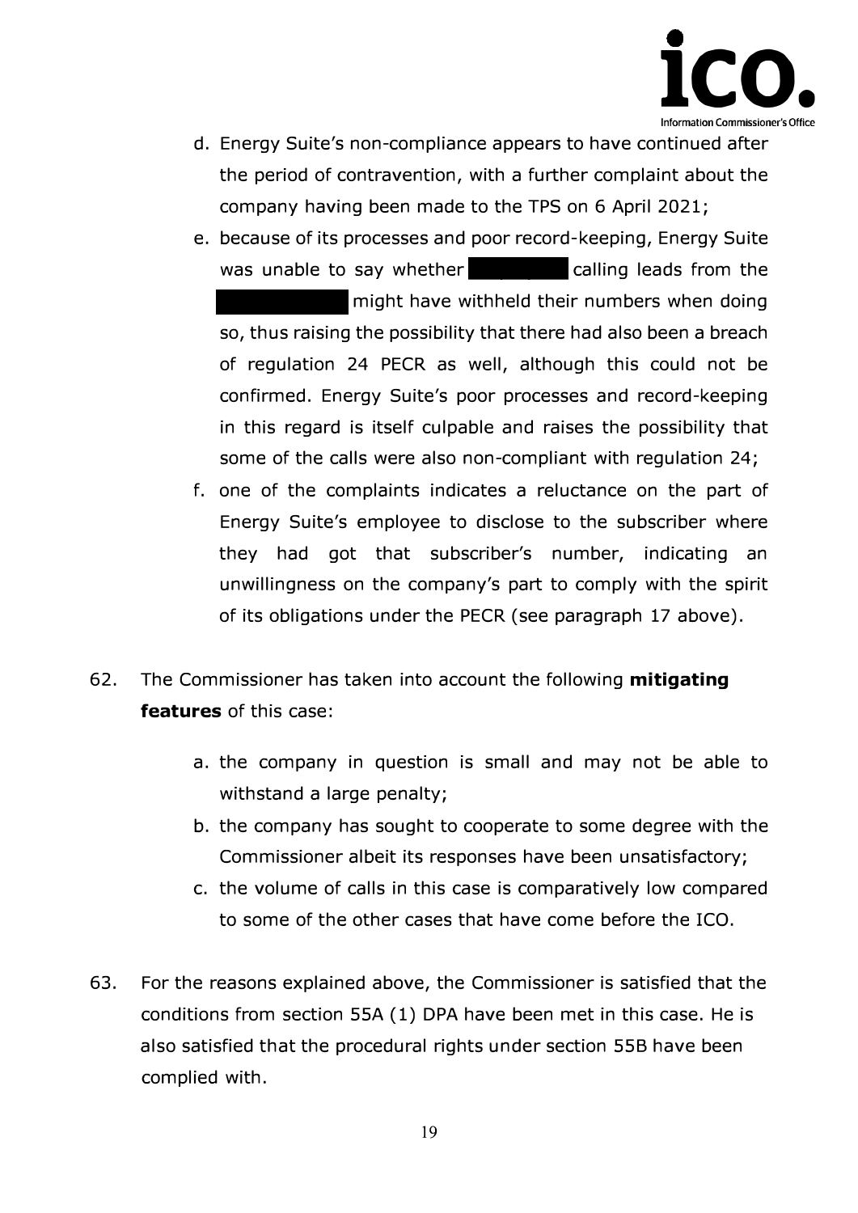d. Energy Suite's non-compliance appears to have continued after the period of contravention, with a further complaint about the company having been made to the TPS on 6 April 2021;

e. because of its processes and poor record-keeping, Energy Suite was unable to say whether ██████ calling leads from the ██████ might have withheld their numbers when doing so, thus raising the possibility that there had also been a breach of regulation 24 PECR as well, although this could not be confirmed. Energy Suite's poor processes and record-keeping in this regard is itself culpable and raises the possibility that some of the calls were also non-compliant with regulation 24;

f. one of the complaints indicates a reluctance on the part of Energy Suite's employee to disclose to the subscriber where they had got that subscriber's number, indicating an unwillingness on the company's part to comply with the spirit of its obligations under the PECR (see paragraph 17 above).

62. The Commissioner has taken into account the following **mitigating features** of this case:

   a. the company in question is small and may not be able to withstand a large penalty;
   b. the company has sought to cooperate to some degree with the Commissioner albeit its responses have been unsatisfactory;
   c. the volume of calls in this case is comparatively low compared to some of the other cases that have come before the ICO.

63. For the reasons explained above, the Commissioner is satisfied that the conditions from section 55A (1) DPA have been met in this case. He is also satisfied that the procedural rights under section 55B have been complied with.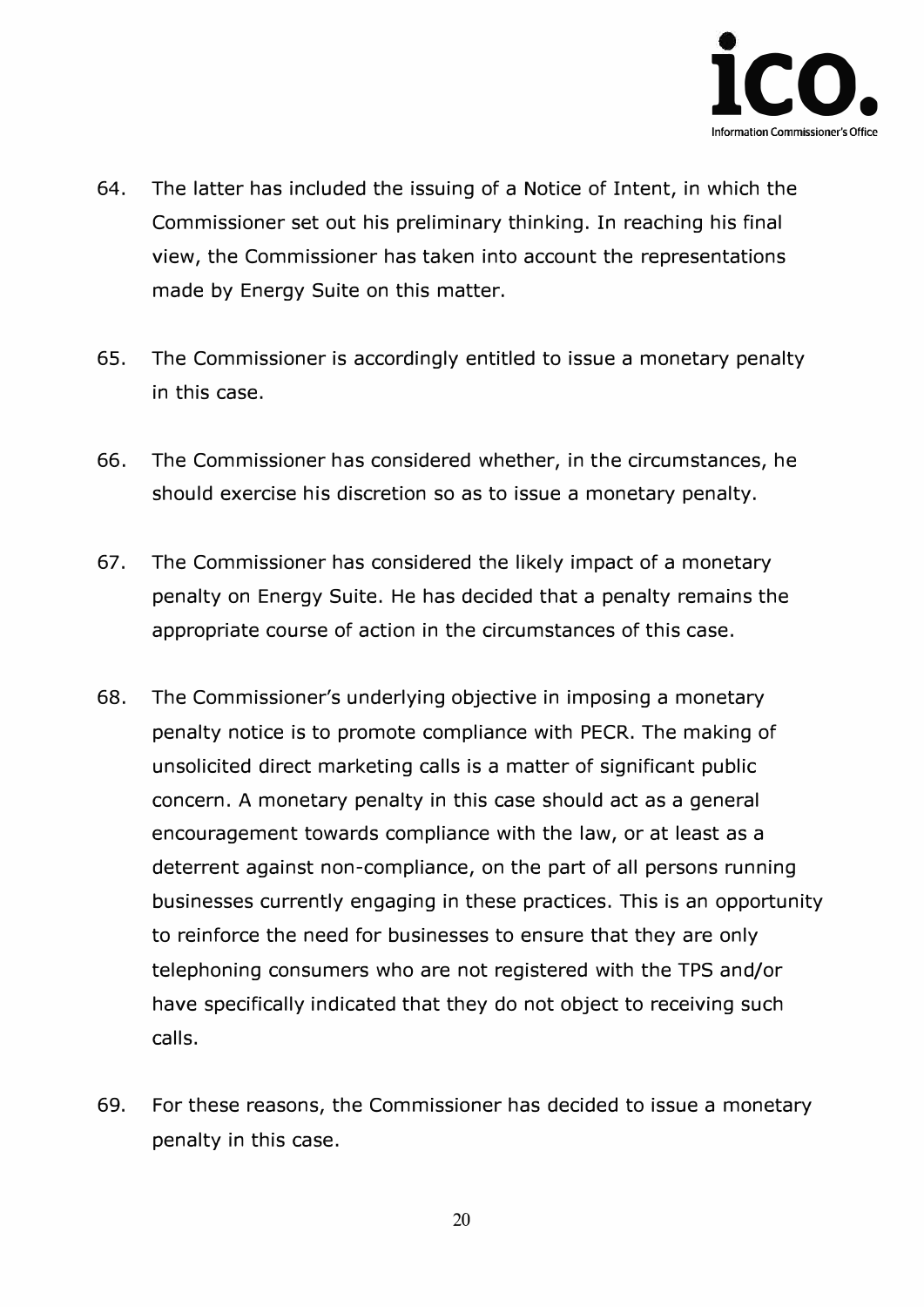64. The latter has included the issuing of a Notice of Intent, in which the Commissioner set out his preliminary thinking. In reaching his final view, the Commissioner has taken into account the representations made by Energy Suite on this matter.

65. The Commissioner is accordingly entitled to issue a monetary penalty in this case.

66. The Commissioner has considered whether, in the circumstances, he should exercise his discretion so as to issue a monetary penalty.

67. The Commissioner has considered the likely impact of a monetary penalty on Energy Suite. He has decided that a penalty remains the appropriate course of action in the circumstances of this case.

68. The Commissioner's underlying objective in imposing a monetary penalty notice is to promote compliance with PECR. The making of unsolicited direct marketing calls is a matter of significant public concern. A monetary penalty in this case should act as a general encouragement towards compliance with the law, or at least as a deterrent against non-compliance, on the part of all persons running businesses currently engaging in these practices. This is an opportunity to reinforce the need for businesses to ensure that they are only telephoning consumers who are not registered with the TPS and/or have specifically indicated that they do not object to receiving such calls.

69. For these reasons, the Commissioner has decided to issue a monetary penalty in this case.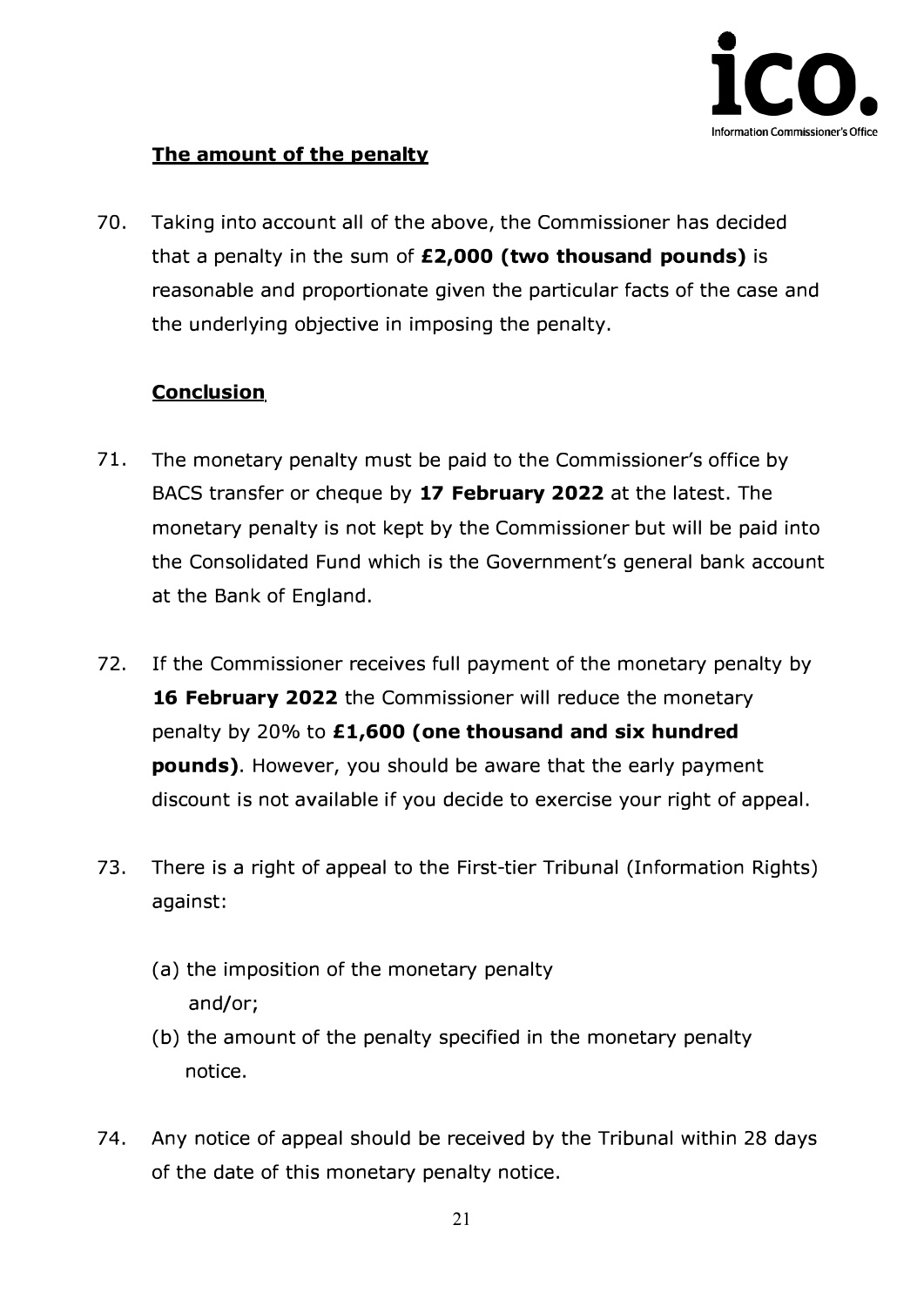## The amount of the penalty

70. Taking into account all of the above, the Commissioner has decided that a penalty in the sum of **£2,000 (two thousand pounds)** is reasonable and proportionate given the particular facts of the case and the underlying objective in imposing the penalty.

## Conclusion

71. The monetary penalty must be paid to the Commissioner's office by BACS transfer or cheque by **17 February 2022** at the latest. The monetary penalty is not kept by the Commissioner but will be paid into the Consolidated Fund which is the Government's general bank account at the Bank of England.

72. If the Commissioner receives full payment of the monetary penalty by **16 February 2022** the Commissioner will reduce the monetary penalty by 20% to **£1,600 (one thousand and six hundred pounds)**. However, you should be aware that the early payment discount is not available if you decide to exercise your right of appeal.

73. There is a right of appeal to the First-tier Tribunal (Information Rights) against:

    (a) the imposition of the monetary penalty and/or;

    (b) the amount of the penalty specified in the monetary penalty notice.

74. Any notice of appeal should be received by the Tribunal within 28 days of the date of this monetary penalty notice.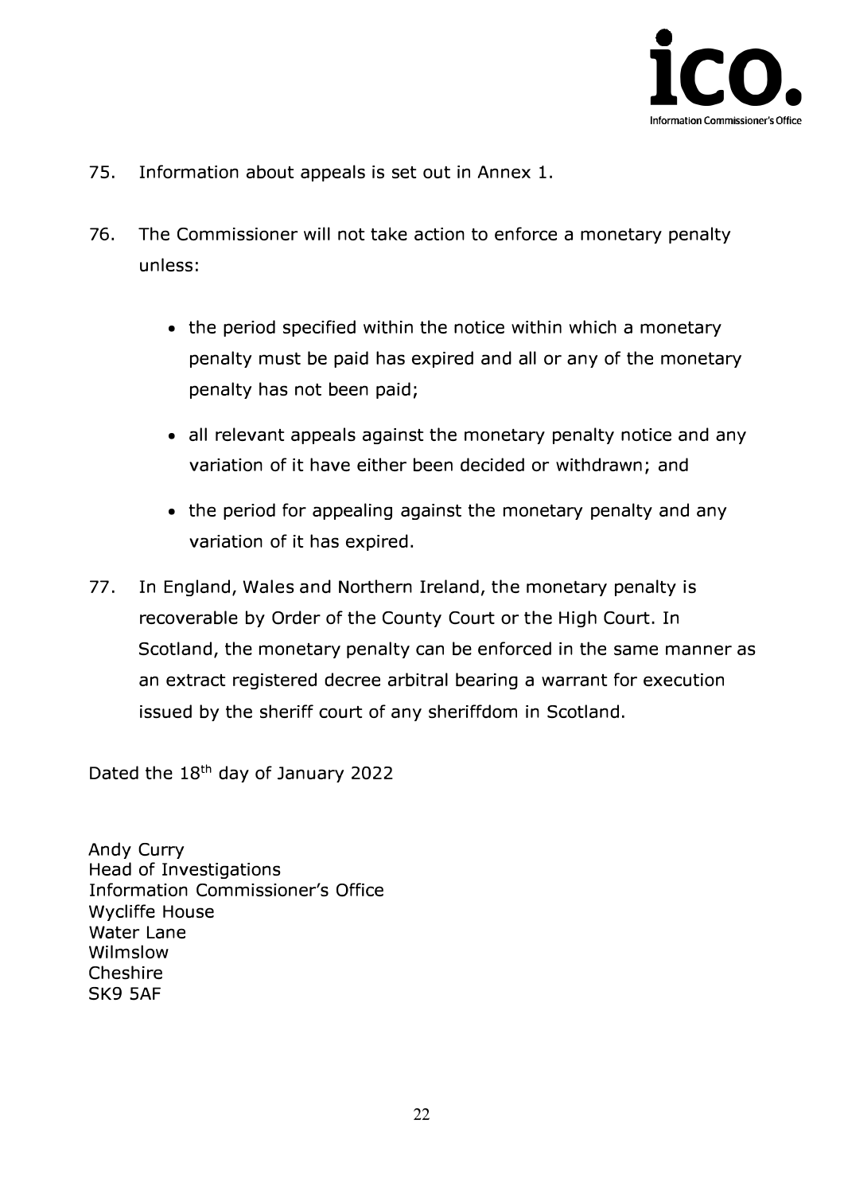75. Information about appeals is set out in Annex 1.

76. The Commissioner will not take action to enforce a monetary penalty unless:

    - the period specified within the notice within which a monetary penalty must be paid has expired and all or any of the monetary penalty has not been paid;
    - all relevant appeals against the monetary penalty notice and any variation of it have either been decided or withdrawn; and
    - the period for appealing against the monetary penalty and any variation of it has expired.

77. In England, Wales and Northern Ireland, the monetary penalty is recoverable by Order of the County Court or the High Court. In Scotland, the monetary penalty can be enforced in the same manner as an extract registered decree arbitral bearing a warrant for execution issued by the sheriff court of any sheriffdom in Scotland.

Dated the 18th day of January 2022

Andy Curry
Head of Investigations
Information Commissioner's Office
Wycliffe House
Water Lane
Wilmslow
Cheshire
SK9 5AF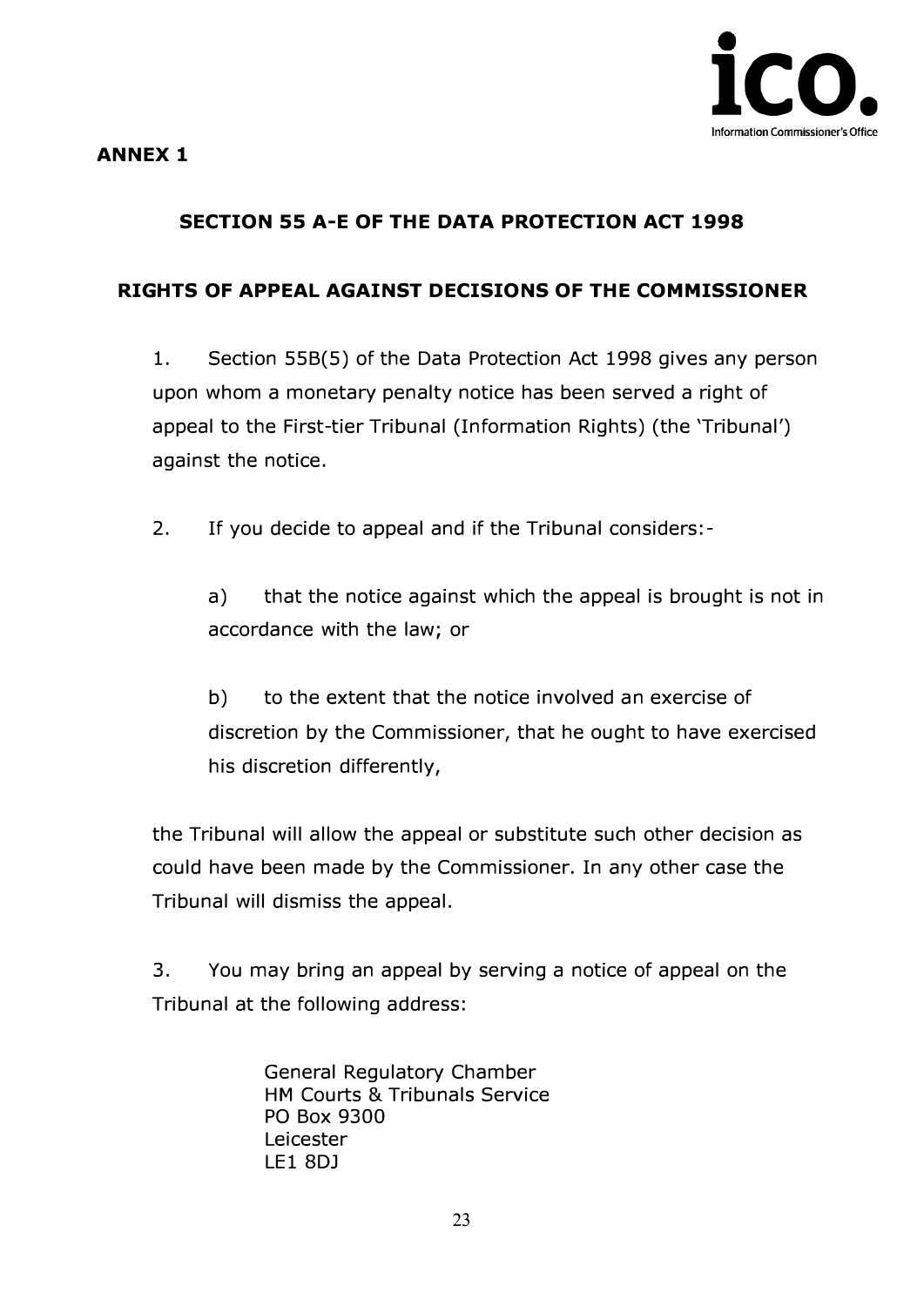**ANNEX 1**

## SECTION 55 A-E OF THE DATA PROTECTION ACT 1998

## RIGHTS OF APPEAL AGAINST DECISIONS OF THE COMMISSIONER

1. Section 55B(5) of the Data Protection Act 1998 gives any person upon whom a monetary penalty notice has been served a right of appeal to the First-tier Tribunal (Information Rights) (the 'Tribunal') against the notice.

2. If you decide to appeal and if the Tribunal considers:-

   a) that the notice against which the appeal is brought is not in accordance with the law; or

   b) to the extent that the notice involved an exercise of discretion by the Commissioner, that he ought to have exercised his discretion differently,

the Tribunal will allow the appeal or substitute such other decision as could have been made by the Commissioner. In any other case the Tribunal will dismiss the appeal.

3. You may bring an appeal by serving a notice of appeal on the Tribunal at the following address:

> General Regulatory Chamber
> HM Courts & Tribunals Service
> PO Box 9300
> Leicester
> LE1 8DJ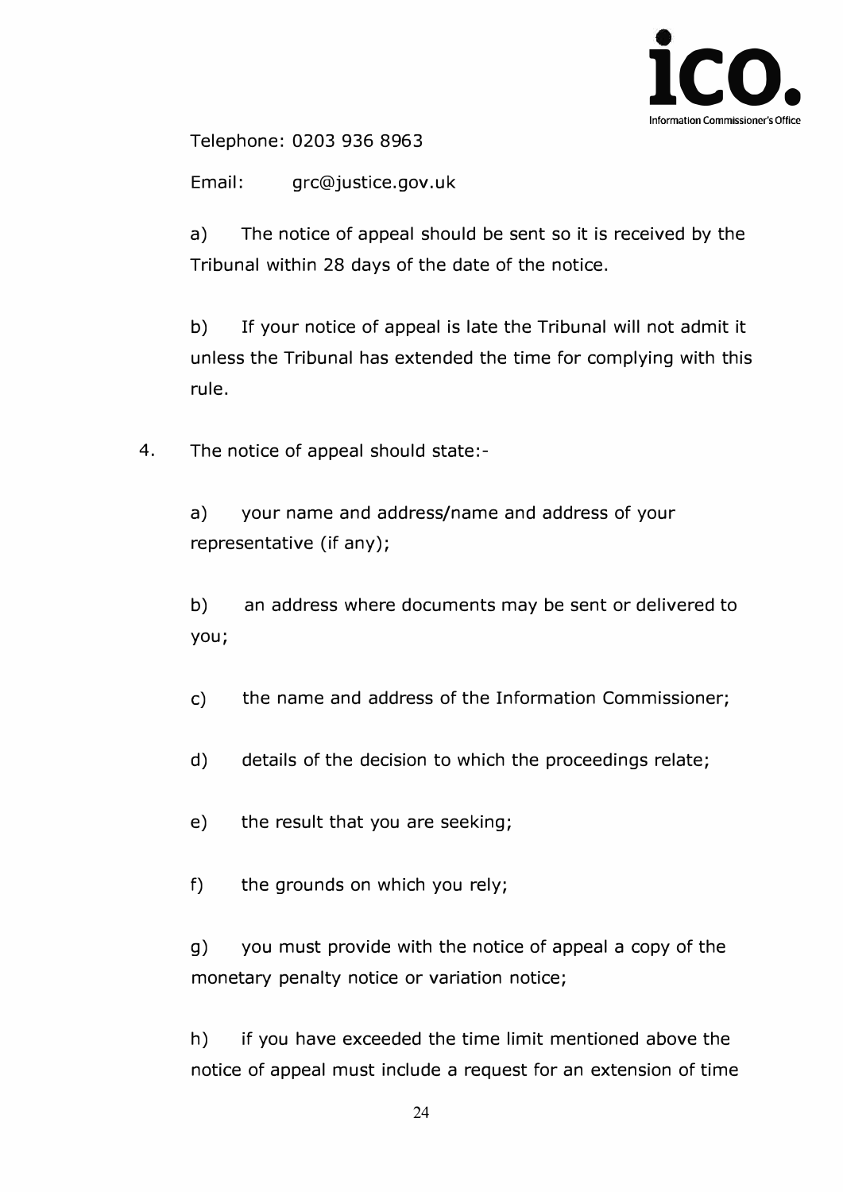Telephone: 0203 936 8963

Email: grc@justice.gov.uk

a) The notice of appeal should be sent so it is received by the Tribunal within 28 days of the date of the notice.

b) If your notice of appeal is late the Tribunal will not admit it unless the Tribunal has extended the time for complying with this rule.

4. The notice of appeal should state:-

a) your name and address/name and address of your representative (if any);

b) an address where documents may be sent or delivered to you;

c) the name and address of the Information Commissioner;

d) details of the decision to which the proceedings relate;

e) the result that you are seeking;

f) the grounds on which you rely;

g) you must provide with the notice of appeal a copy of the monetary penalty notice or variation notice;

h) if you have exceeded the time limit mentioned above the notice of appeal must include a request for an extension of time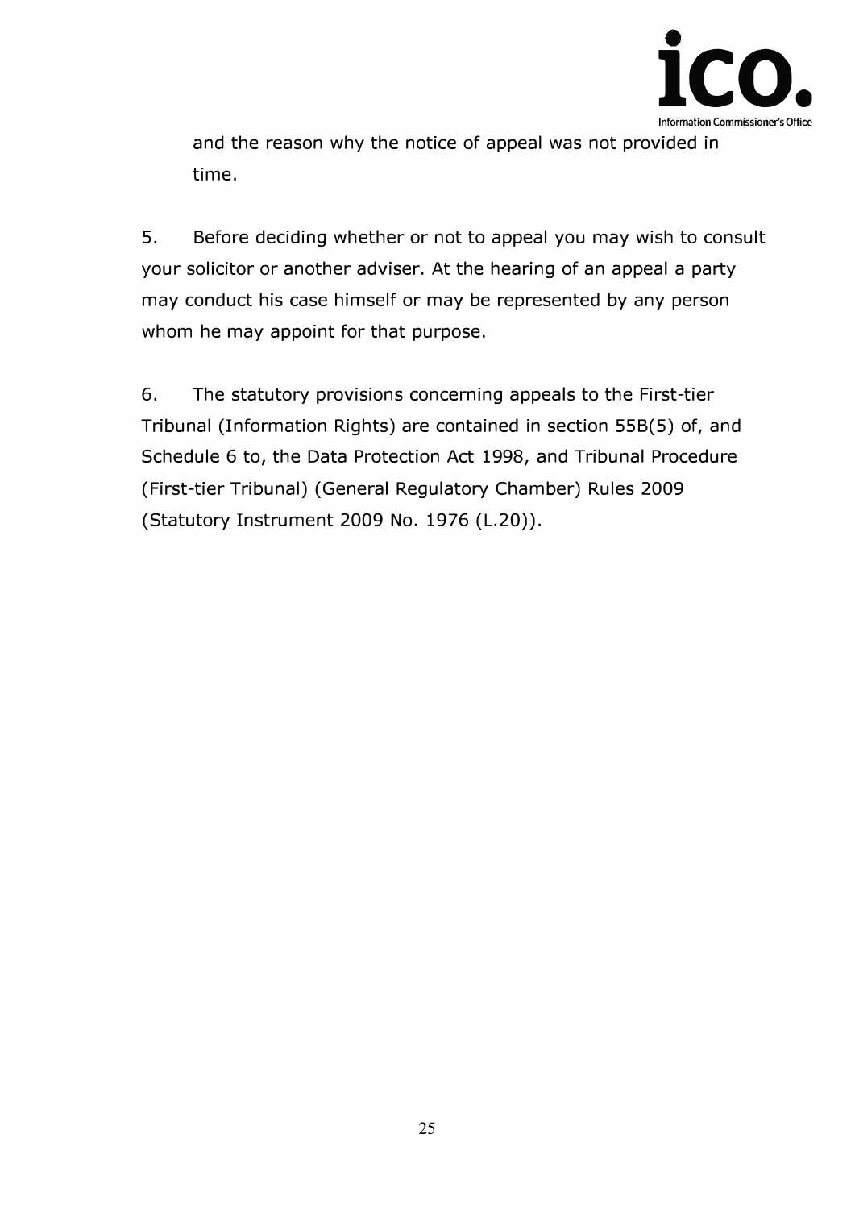and the reason why the notice of appeal was not provided in time.

5. Before deciding whether or not to appeal you may wish to consult your solicitor or another adviser. At the hearing of an appeal a party may conduct his case himself or may be represented by any person whom he may appoint for that purpose.

6. The statutory provisions concerning appeals to the First-tier Tribunal (Information Rights) are contained in section 55B(5) of, and Schedule 6 to, the Data Protection Act 1998, and Tribunal Procedure (First-tier Tribunal) (General Regulatory Chamber) Rules 2009 (Statutory Instrument 2009 No. 1976 (L.20)).